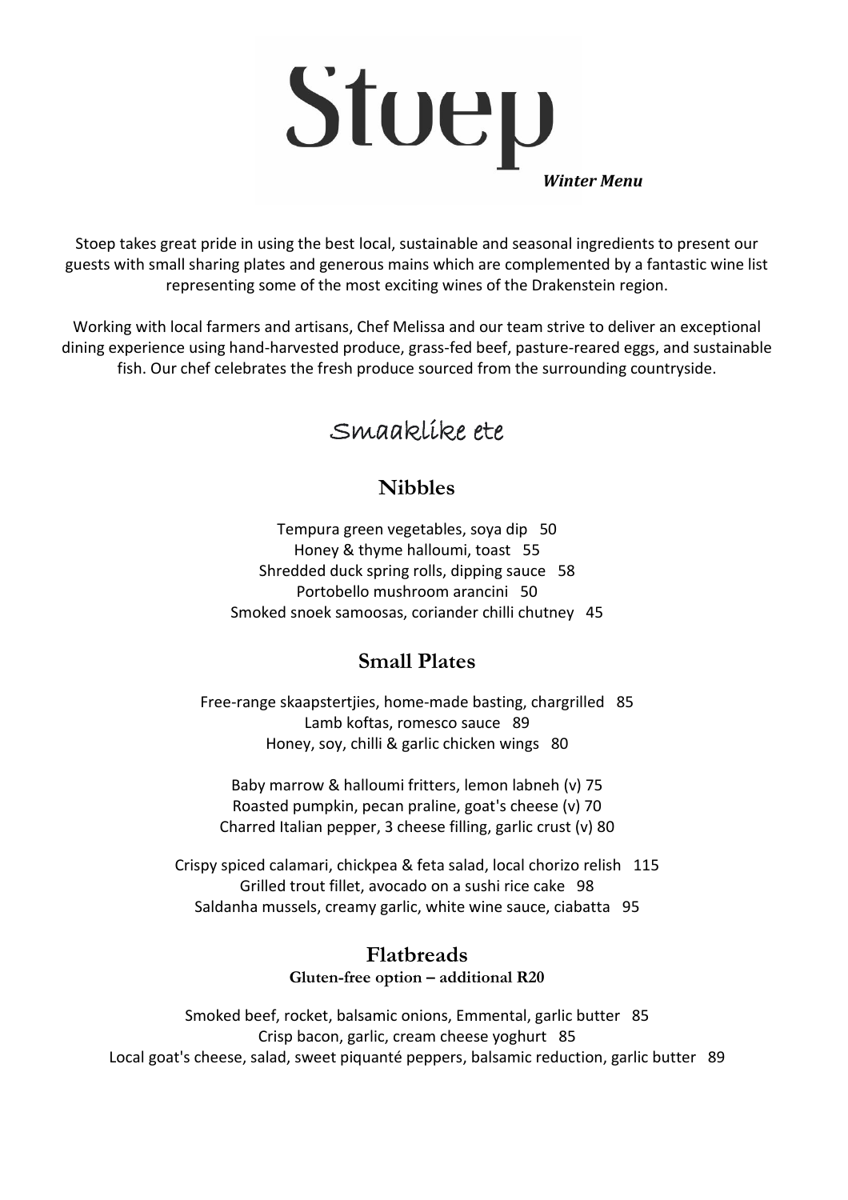# Stoep

***Winter Menu***

Stoep takes great pride in using the best local, sustainable and seasonal ingredients to present our guests with small sharing plates and generous mains which are complemented by a fantastic wine list representing some of the most exciting wines of the Drakenstein region.

Working with local farmers and artisans, Chef Melissa and our team strive to deliver an exceptional dining experience using hand-harvested produce, grass-fed beef, pasture-reared eggs, and sustainable fish. Our chef celebrates the fresh produce sourced from the surrounding countryside.

## Smaaklike ete

### Nibbles

Tempura green vegetables, soya dip 50
Honey & thyme halloumi, toast 55
Shredded duck spring rolls, dipping sauce 58
Portobello mushroom arancini 50
Smoked snoek samoosas, coriander chilli chutney 45

### Small Plates

Free-range skaapstertjies, home-made basting, chargrilled 85
Lamb koftas, romesco sauce 89
Honey, soy, chilli & garlic chicken wings 80

Baby marrow & halloumi fritters, lemon labneh (v) 75
Roasted pumpkin, pecan praline, goat's cheese (v) 70
Charred Italian pepper, 3 cheese filling, garlic crust (v) 80

Crispy spiced calamari, chickpea & feta salad, local chorizo relish 115
Grilled trout fillet, avocado on a sushi rice cake 98
Saldanha mussels, creamy garlic, white wine sauce, ciabatta 95

### Flatbreads

**Gluten-free option – additional R20**

Smoked beef, rocket, balsamic onions, Emmental, garlic butter 85
Crisp bacon, garlic, cream cheese yoghurt 85
Local goat's cheese, salad, sweet piquanté peppers, balsamic reduction, garlic butter 89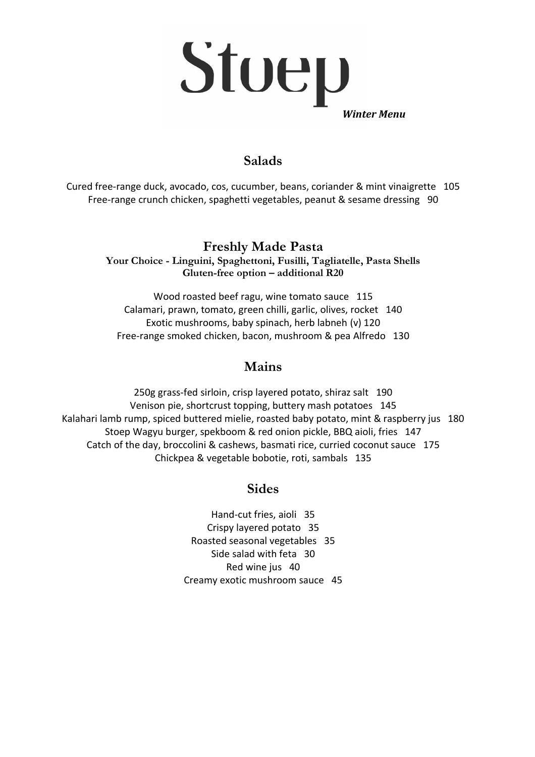# Stoep

***Winter Menu***

## Salads

Cured free-range duck, avocado, cos, cucumber, beans, coriander & mint vinaigrette 105
Free-range crunch chicken, spaghetti vegetables, peanut & sesame dressing 90

## Freshly Made Pasta

**Your Choice - Linguini, Spaghettoni, Fusilli, Tagliatelle, Pasta Shells**
**Gluten-free option – additional R20**

Wood roasted beef ragu, wine tomato sauce 115
Calamari, prawn, tomato, green chilli, garlic, olives, rocket 140
Exotic mushrooms, baby spinach, herb labneh (v) 120
Free-range smoked chicken, bacon, mushroom & pea Alfredo 130

## Mains

250g grass-fed sirloin, crisp layered potato, shiraz salt 190
Venison pie, shortcrust topping, buttery mash potatoes 145
Kalahari lamb rump, spiced buttered mielie, roasted baby potato, mint & raspberry jus 180
Stoep Wagyu burger, spekboom & red onion pickle, BBQ aioli, fries 147
Catch of the day, broccolini & cashews, basmati rice, curried coconut sauce 175
Chickpea & vegetable bobotie, roti, sambals 135

## Sides

Hand-cut fries, aioli 35
Crispy layered potato 35
Roasted seasonal vegetables 35
Side salad with feta 30
Red wine jus 40
Creamy exotic mushroom sauce 45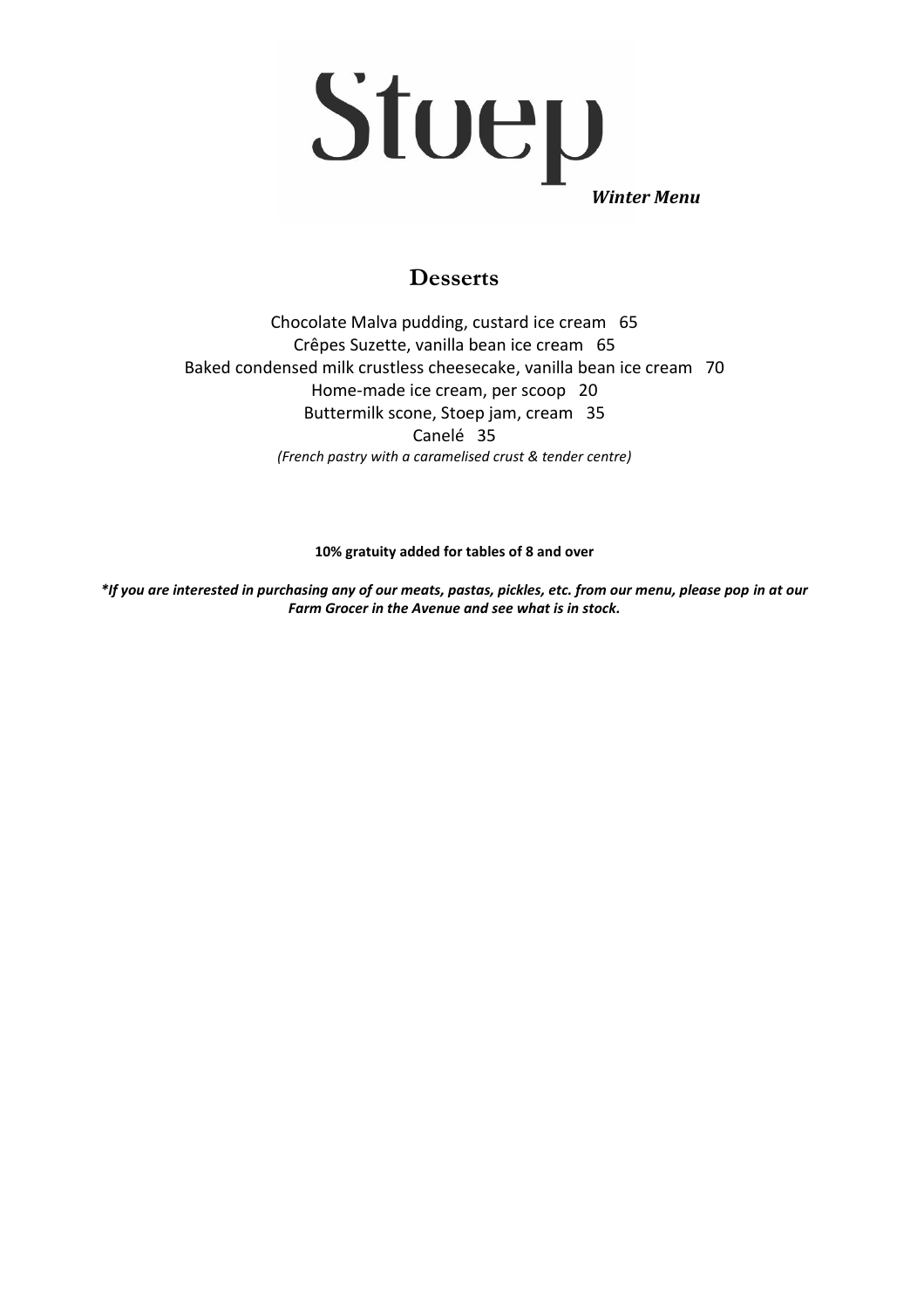# Stoep

*Winter Menu*

## Desserts

Chocolate Malva pudding, custard ice cream 65

Crêpes Suzette, vanilla bean ice cream 65

Baked condensed milk crustless cheesecake, vanilla bean ice cream 70

Home-made ice cream, per scoop 20

Buttermilk scone, Stoep jam, cream 35

Canelé 35

*(French pastry with a caramelised crust & tender centre)*

**10% gratuity added for tables of 8 and over**

***If you are interested in purchasing any of our meats, pastas, pickles, etc. from our menu, please pop in at our Farm Grocer in the Avenue and see what is in stock.***